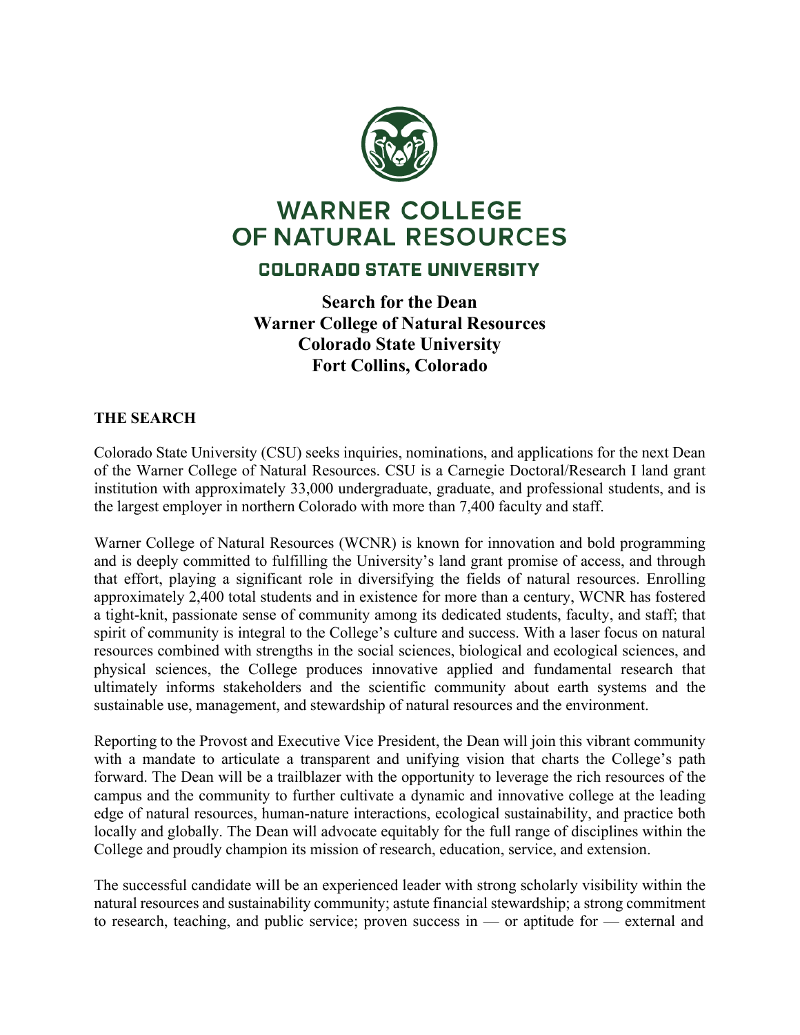# WARNER COLLEGE OF NATURAL RESOURCES

## COLORADO STATE UNIVERSITY

**Search for the Dean**
**Warner College of Natural Resources**
**Colorado State University**
**Fort Collins, Colorado**

## THE SEARCH

Colorado State University (CSU) seeks inquiries, nominations, and applications for the next Dean of the Warner College of Natural Resources. CSU is a Carnegie Doctoral/Research I land grant institution with approximately 33,000 undergraduate, graduate, and professional students, and is the largest employer in northern Colorado with more than 7,400 faculty and staff.

Warner College of Natural Resources (WCNR) is known for innovation and bold programming and is deeply committed to fulfilling the University's land grant promise of access, and through that effort, playing a significant role in diversifying the fields of natural resources. Enrolling approximately 2,400 total students and in existence for more than a century, WCNR has fostered a tight-knit, passionate sense of community among its dedicated students, faculty, and staff; that spirit of community is integral to the College's culture and success. With a laser focus on natural resources combined with strengths in the social sciences, biological and ecological sciences, and physical sciences, the College produces innovative applied and fundamental research that ultimately informs stakeholders and the scientific community about earth systems and the sustainable use, management, and stewardship of natural resources and the environment.

Reporting to the Provost and Executive Vice President, the Dean will join this vibrant community with a mandate to articulate a transparent and unifying vision that charts the College's path forward. The Dean will be a trailblazer with the opportunity to leverage the rich resources of the campus and the community to further cultivate a dynamic and innovative college at the leading edge of natural resources, human-nature interactions, ecological sustainability, and practice both locally and globally. The Dean will advocate equitably for the full range of disciplines within the College and proudly champion its mission of research, education, service, and extension.

The successful candidate will be an experienced leader with strong scholarly visibility within the natural resources and sustainability community; astute financial stewardship; a strong commitment to research, teaching, and public service; proven success in — or aptitude for — external and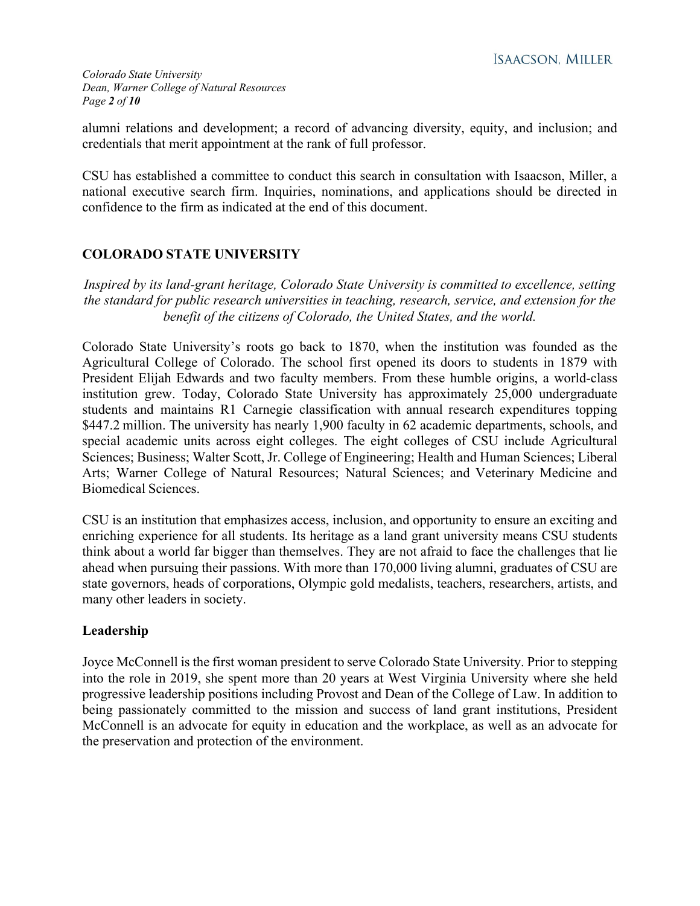alumni relations and development; a record of advancing diversity, equity, and inclusion; and credentials that merit appointment at the rank of full professor.

CSU has established a committee to conduct this search in consultation with Isaacson, Miller, a national executive search firm. Inquiries, nominations, and applications should be directed in confidence to the firm as indicated at the end of this document.

## COLORADO STATE UNIVERSITY

*Inspired by its land-grant heritage, Colorado State University is committed to excellence, setting the standard for public research universities in teaching, research, service, and extension for the benefit of the citizens of Colorado, the United States, and the world.*

Colorado State University's roots go back to 1870, when the institution was founded as the Agricultural College of Colorado. The school first opened its doors to students in 1879 with President Elijah Edwards and two faculty members. From these humble origins, a world-class institution grew. Today, Colorado State University has approximately 25,000 undergraduate students and maintains R1 Carnegie classification with annual research expenditures topping $447.2 million. The university has nearly 1,900 faculty in 62 academic departments, schools, and special academic units across eight colleges. The eight colleges of CSU include Agricultural Sciences; Business; Walter Scott, Jr. College of Engineering; Health and Human Sciences; Liberal Arts; Warner College of Natural Resources; Natural Sciences; and Veterinary Medicine and Biomedical Sciences.

CSU is an institution that emphasizes access, inclusion, and opportunity to ensure an exciting and enriching experience for all students. Its heritage as a land grant university means CSU students think about a world far bigger than themselves. They are not afraid to face the challenges that lie ahead when pursuing their passions. With more than 170,000 living alumni, graduates of CSU are state governors, heads of corporations, Olympic gold medalists, teachers, researchers, artists, and many other leaders in society.

### Leadership

Joyce McConnell is the first woman president to serve Colorado State University. Prior to stepping into the role in 2019, she spent more than 20 years at West Virginia University where she held progressive leadership positions including Provost and Dean of the College of Law. In addition to being passionately committed to the mission and success of land grant institutions, President McConnell is an advocate for equity in education and the workplace, as well as an advocate for the preservation and protection of the environment.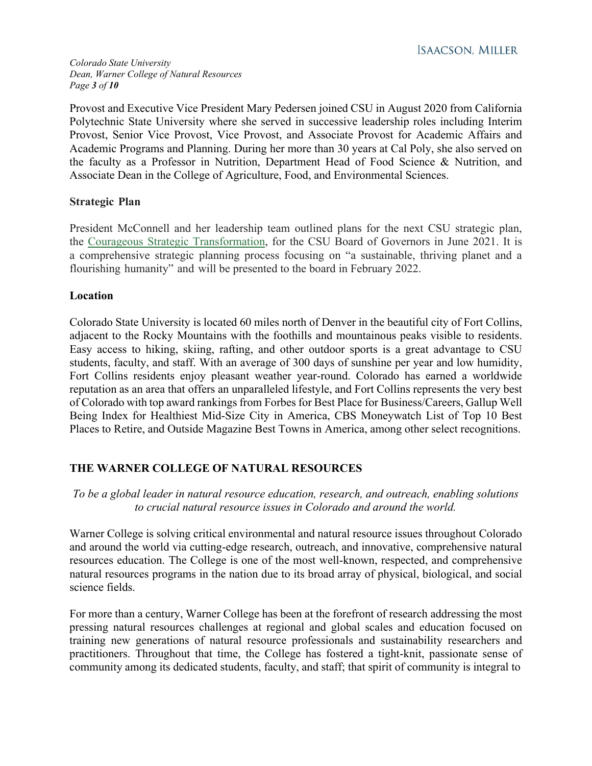Provost and Executive Vice President Mary Pedersen joined CSU in August 2020 from California Polytechnic State University where she served in successive leadership roles including Interim Provost, Senior Vice Provost, Vice Provost, and Associate Provost for Academic Affairs and Academic Programs and Planning. During her more than 30 years at Cal Poly, she also served on the faculty as a Professor in Nutrition, Department Head of Food Science & Nutrition, and Associate Dean in the College of Agriculture, Food, and Environmental Sciences.

### Strategic Plan

President McConnell and her leadership team outlined plans for the next CSU strategic plan, the Courageous Strategic Transformation, for the CSU Board of Governors in June 2021. It is a comprehensive strategic planning process focusing on "a sustainable, thriving planet and a flourishing humanity" and will be presented to the board in February 2022.

### Location

Colorado State University is located 60 miles north of Denver in the beautiful city of Fort Collins, adjacent to the Rocky Mountains with the foothills and mountainous peaks visible to residents. Easy access to hiking, skiing, rafting, and other outdoor sports is a great advantage to CSU students, faculty, and staff. With an average of 300 days of sunshine per year and low humidity, Fort Collins residents enjoy pleasant weather year-round. Colorado has earned a worldwide reputation as an area that offers an unparalleled lifestyle, and Fort Collins represents the very best of Colorado with top award rankings from Forbes for Best Place for Business/Careers, Gallup Well Being Index for Healthiest Mid-Size City in America, CBS Moneywatch List of Top 10 Best Places to Retire, and Outside Magazine Best Towns in America, among other select recognitions.

## THE WARNER COLLEGE OF NATURAL RESOURCES

*To be a global leader in natural resource education, research, and outreach, enabling solutions to crucial natural resource issues in Colorado and around the world.*

Warner College is solving critical environmental and natural resource issues throughout Colorado and around the world via cutting-edge research, outreach, and innovative, comprehensive natural resources education. The College is one of the most well-known, respected, and comprehensive natural resources programs in the nation due to its broad array of physical, biological, and social science fields.

For more than a century, Warner College has been at the forefront of research addressing the most pressing natural resources challenges at regional and global scales and education focused on training new generations of natural resource professionals and sustainability researchers and practitioners. Throughout that time, the College has fostered a tight-knit, passionate sense of community among its dedicated students, faculty, and staff; that spirit of community is integral to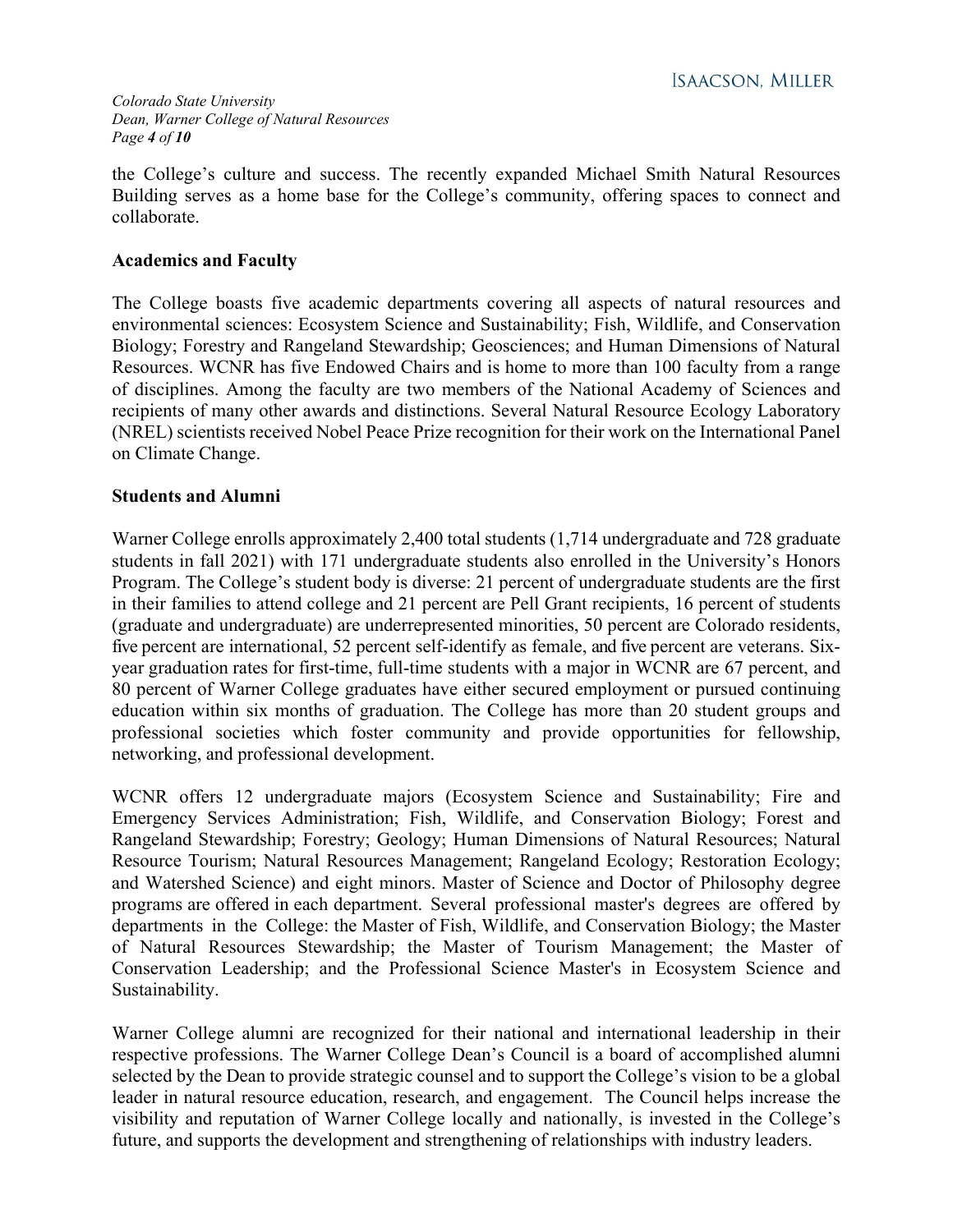the College's culture and success. The recently expanded Michael Smith Natural Resources Building serves as a home base for the College's community, offering spaces to connect and collaborate.

**Academics and Faculty**

The College boasts five academic departments covering all aspects of natural resources and environmental sciences: Ecosystem Science and Sustainability; Fish, Wildlife, and Conservation Biology; Forestry and Rangeland Stewardship; Geosciences; and Human Dimensions of Natural Resources. WCNR has five Endowed Chairs and is home to more than 100 faculty from a range of disciplines. Among the faculty are two members of the National Academy of Sciences and recipients of many other awards and distinctions. Several Natural Resource Ecology Laboratory (NREL) scientists received Nobel Peace Prize recognition for their work on the International Panel on Climate Change.

**Students and Alumni**

Warner College enrolls approximately 2,400 total students (1,714 undergraduate and 728 graduate students in fall 2021) with 171 undergraduate students also enrolled in the University's Honors Program. The College's student body is diverse: 21 percent of undergraduate students are the first in their families to attend college and 21 percent are Pell Grant recipients, 16 percent of students (graduate and undergraduate) are underrepresented minorities, 50 percent are Colorado residents, five percent are international, 52 percent self-identify as female, and five percent are veterans. Six-year graduation rates for first-time, full-time students with a major in WCNR are 67 percent, and 80 percent of Warner College graduates have either secured employment or pursued continuing education within six months of graduation. The College has more than 20 student groups and professional societies which foster community and provide opportunities for fellowship, networking, and professional development.

WCNR offers 12 undergraduate majors (Ecosystem Science and Sustainability; Fire and Emergency Services Administration; Fish, Wildlife, and Conservation Biology; Forest and Rangeland Stewardship; Forestry; Geology; Human Dimensions of Natural Resources; Natural Resource Tourism; Natural Resources Management; Rangeland Ecology; Restoration Ecology; and Watershed Science) and eight minors. Master of Science and Doctor of Philosophy degree programs are offered in each department. Several professional master's degrees are offered by departments in the College: the Master of Fish, Wildlife, and Conservation Biology; the Master of Natural Resources Stewardship; the Master of Tourism Management; the Master of Conservation Leadership; and the Professional Science Master's in Ecosystem Science and Sustainability.

Warner College alumni are recognized for their national and international leadership in their respective professions. The Warner College Dean's Council is a board of accomplished alumni selected by the Dean to provide strategic counsel and to support the College's vision to be a global leader in natural resource education, research, and engagement. The Council helps increase the visibility and reputation of Warner College locally and nationally, is invested in the College's future, and supports the development and strengthening of relationships with industry leaders.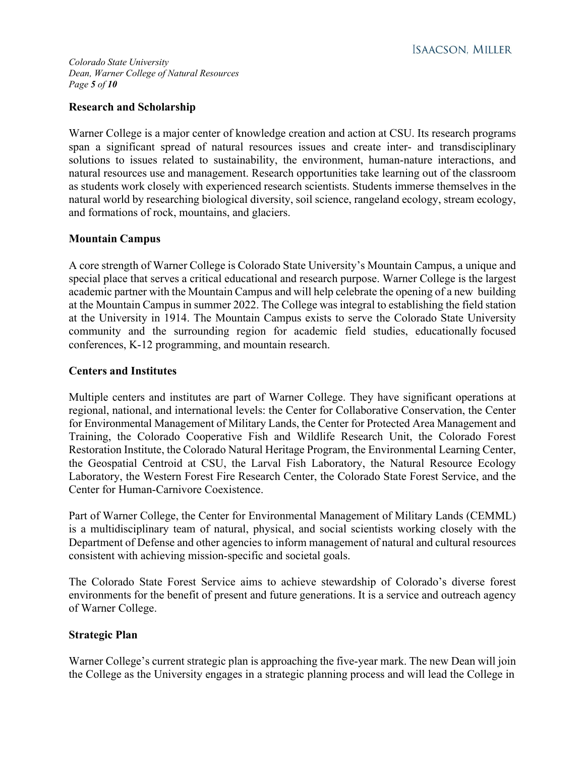## Research and Scholarship

Warner College is a major center of knowledge creation and action at CSU. Its research programs span a significant spread of natural resources issues and create inter- and transdisciplinary solutions to issues related to sustainability, the environment, human-nature interactions, and natural resources use and management. Research opportunities take learning out of the classroom as students work closely with experienced research scientists. Students immerse themselves in the natural world by researching biological diversity, soil science, rangeland ecology, stream ecology, and formations of rock, mountains, and glaciers.

## Mountain Campus

A core strength of Warner College is Colorado State University's Mountain Campus, a unique and special place that serves a critical educational and research purpose. Warner College is the largest academic partner with the Mountain Campus and will help celebrate the opening of a new building at the Mountain Campus in summer 2022. The College was integral to establishing the field station at the University in 1914. The Mountain Campus exists to serve the Colorado State University community and the surrounding region for academic field studies, educationally focused conferences, K-12 programming, and mountain research.

## Centers and Institutes

Multiple centers and institutes are part of Warner College. They have significant operations at regional, national, and international levels: the Center for Collaborative Conservation, the Center for Environmental Management of Military Lands, the Center for Protected Area Management and Training, the Colorado Cooperative Fish and Wildlife Research Unit, the Colorado Forest Restoration Institute, the Colorado Natural Heritage Program, the Environmental Learning Center, the Geospatial Centroid at CSU, the Larval Fish Laboratory, the Natural Resource Ecology Laboratory, the Western Forest Fire Research Center, the Colorado State Forest Service, and the Center for Human-Carnivore Coexistence.

Part of Warner College, the Center for Environmental Management of Military Lands (CEMML) is a multidisciplinary team of natural, physical, and social scientists working closely with the Department of Defense and other agencies to inform management of natural and cultural resources consistent with achieving mission-specific and societal goals.

The Colorado State Forest Service aims to achieve stewardship of Colorado's diverse forest environments for the benefit of present and future generations. It is a service and outreach agency of Warner College.

## Strategic Plan

Warner College's current strategic plan is approaching the five-year mark. The new Dean will join the College as the University engages in a strategic planning process and will lead the College in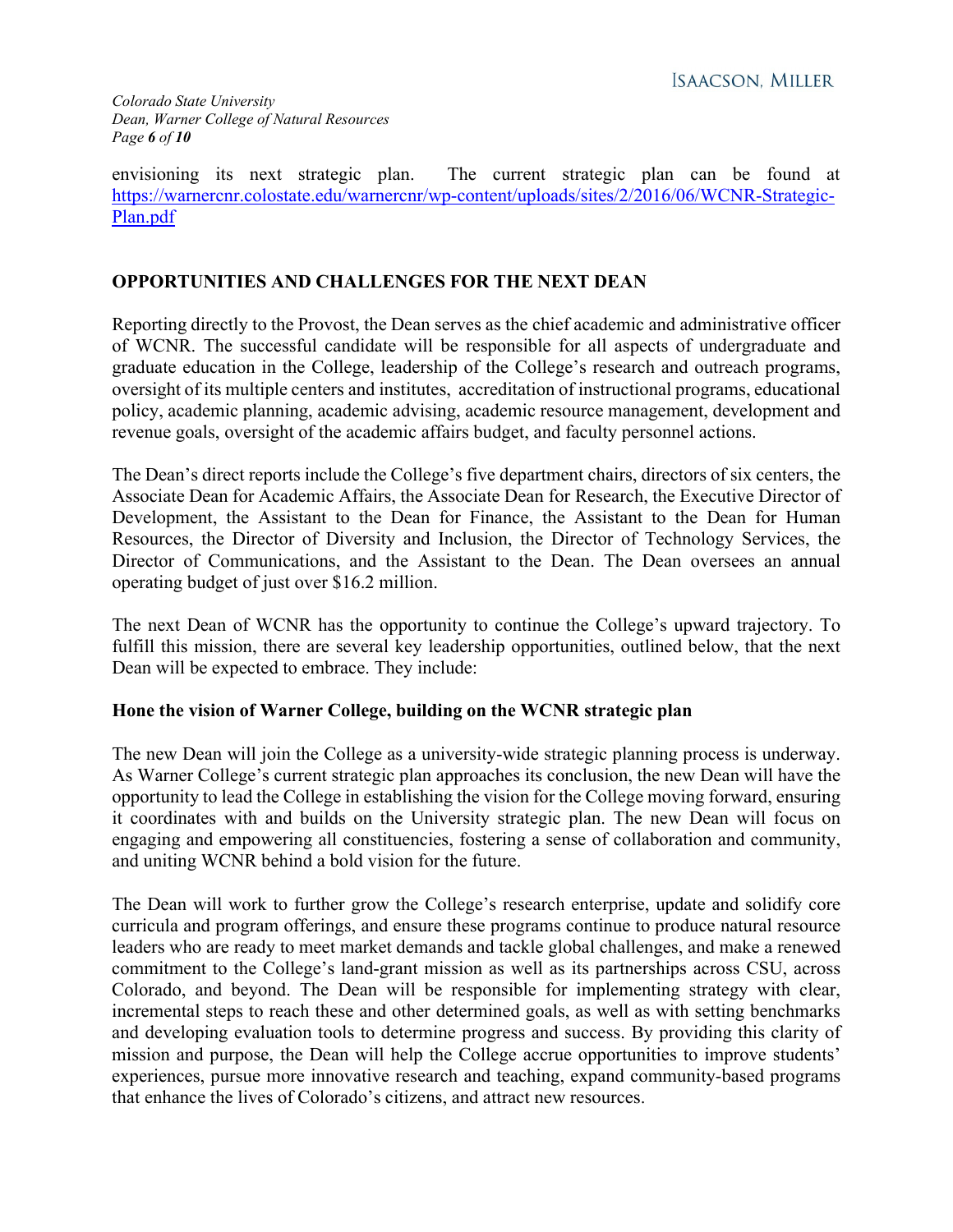envisioning its next strategic plan. The current strategic plan can be found at [https://warnercnr.colostate.edu/warnercnr/wp-content/uploads/sites/2/2016/06/WCNR-Strategic-Plan.pdf](https://warnercnr.colostate.edu/warnercnr/wp-content/uploads/sites/2/2016/06/WCNR-Strategic-Plan.pdf)

## OPPORTUNITIES AND CHALLENGES FOR THE NEXT DEAN

Reporting directly to the Provost, the Dean serves as the chief academic and administrative officer of WCNR. The successful candidate will be responsible for all aspects of undergraduate and graduate education in the College, leadership of the College's research and outreach programs, oversight of its multiple centers and institutes, accreditation of instructional programs, educational policy, academic planning, academic advising, academic resource management, development and revenue goals, oversight of the academic affairs budget, and faculty personnel actions.

The Dean's direct reports include the College's five department chairs, directors of six centers, the Associate Dean for Academic Affairs, the Associate Dean for Research, the Executive Director of Development, the Assistant to the Dean for Finance, the Assistant to the Dean for Human Resources, the Director of Diversity and Inclusion, the Director of Technology Services, the Director of Communications, and the Assistant to the Dean. The Dean oversees an annual operating budget of just over $16.2 million.

The next Dean of WCNR has the opportunity to continue the College's upward trajectory. To fulfill this mission, there are several key leadership opportunities, outlined below, that the next Dean will be expected to embrace. They include:

### Hone the vision of Warner College, building on the WCNR strategic plan

The new Dean will join the College as a university-wide strategic planning process is underway. As Warner College's current strategic plan approaches its conclusion, the new Dean will have the opportunity to lead the College in establishing the vision for the College moving forward, ensuring it coordinates with and builds on the University strategic plan. The new Dean will focus on engaging and empowering all constituencies, fostering a sense of collaboration and community, and uniting WCNR behind a bold vision for the future.

The Dean will work to further grow the College's research enterprise, update and solidify core curricula and program offerings, and ensure these programs continue to produce natural resource leaders who are ready to meet market demands and tackle global challenges, and make a renewed commitment to the College's land-grant mission as well as its partnerships across CSU, across Colorado, and beyond. The Dean will be responsible for implementing strategy with clear, incremental steps to reach these and other determined goals, as well as with setting benchmarks and developing evaluation tools to determine progress and success. By providing this clarity of mission and purpose, the Dean will help the College accrue opportunities to improve students' experiences, pursue more innovative research and teaching, expand community-based programs that enhance the lives of Colorado's citizens, and attract new resources.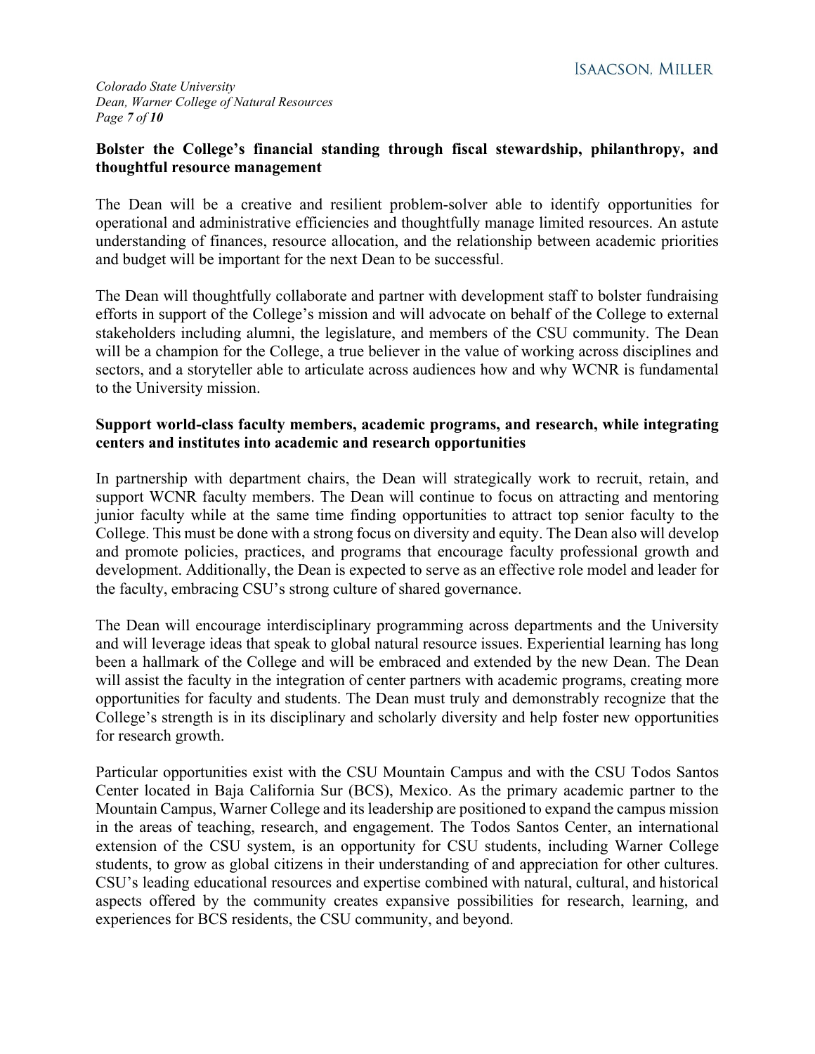**Bolster the College's financial standing through fiscal stewardship, philanthropy, and thoughtful resource management**

The Dean will be a creative and resilient problem-solver able to identify opportunities for operational and administrative efficiencies and thoughtfully manage limited resources. An astute understanding of finances, resource allocation, and the relationship between academic priorities and budget will be important for the next Dean to be successful.

The Dean will thoughtfully collaborate and partner with development staff to bolster fundraising efforts in support of the College's mission and will advocate on behalf of the College to external stakeholders including alumni, the legislature, and members of the CSU community. The Dean will be a champion for the College, a true believer in the value of working across disciplines and sectors, and a storyteller able to articulate across audiences how and why WCNR is fundamental to the University mission.

**Support world-class faculty members, academic programs, and research, while integrating centers and institutes into academic and research opportunities**

In partnership with department chairs, the Dean will strategically work to recruit, retain, and support WCNR faculty members. The Dean will continue to focus on attracting and mentoring junior faculty while at the same time finding opportunities to attract top senior faculty to the College. This must be done with a strong focus on diversity and equity. The Dean also will develop and promote policies, practices, and programs that encourage faculty professional growth and development. Additionally, the Dean is expected to serve as an effective role model and leader for the faculty, embracing CSU's strong culture of shared governance.

The Dean will encourage interdisciplinary programming across departments and the University and will leverage ideas that speak to global natural resource issues. Experiential learning has long been a hallmark of the College and will be embraced and extended by the new Dean. The Dean will assist the faculty in the integration of center partners with academic programs, creating more opportunities for faculty and students. The Dean must truly and demonstrably recognize that the College's strength is in its disciplinary and scholarly diversity and help foster new opportunities for research growth.

Particular opportunities exist with the CSU Mountain Campus and with the CSU Todos Santos Center located in Baja California Sur (BCS), Mexico. As the primary academic partner to the Mountain Campus, Warner College and its leadership are positioned to expand the campus mission in the areas of teaching, research, and engagement. The Todos Santos Center, an international extension of the CSU system, is an opportunity for CSU students, including Warner College students, to grow as global citizens in their understanding of and appreciation for other cultures. CSU's leading educational resources and expertise combined with natural, cultural, and historical aspects offered by the community creates expansive possibilities for research, learning, and experiences for BCS residents, the CSU community, and beyond.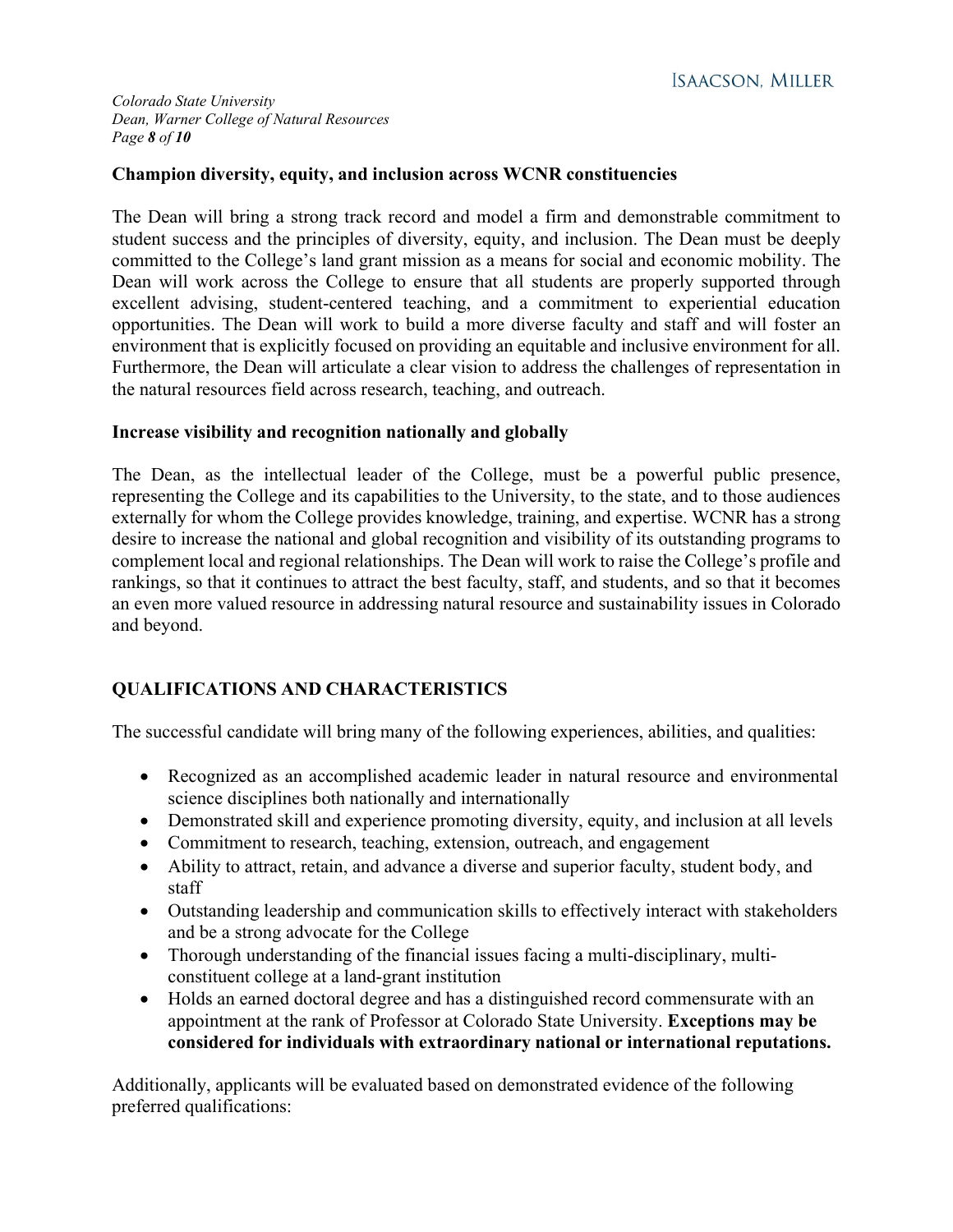**Champion diversity, equity, and inclusion across WCNR constituencies**

The Dean will bring a strong track record and model a firm and demonstrable commitment to student success and the principles of diversity, equity, and inclusion. The Dean must be deeply committed to the College's land grant mission as a means for social and economic mobility. The Dean will work across the College to ensure that all students are properly supported through excellent advising, student-centered teaching, and a commitment to experiential education opportunities. The Dean will work to build a more diverse faculty and staff and will foster an environment that is explicitly focused on providing an equitable and inclusive environment for all. Furthermore, the Dean will articulate a clear vision to address the challenges of representation in the natural resources field across research, teaching, and outreach.

**Increase visibility and recognition nationally and globally**

The Dean, as the intellectual leader of the College, must be a powerful public presence, representing the College and its capabilities to the University, to the state, and to those audiences externally for whom the College provides knowledge, training, and expertise. WCNR has a strong desire to increase the national and global recognition and visibility of its outstanding programs to complement local and regional relationships. The Dean will work to raise the College's profile and rankings, so that it continues to attract the best faculty, staff, and students, and so that it becomes an even more valued resource in addressing natural resource and sustainability issues in Colorado and beyond.

## QUALIFICATIONS AND CHARACTERISTICS

The successful candidate will bring many of the following experiences, abilities, and qualities:

- Recognized as an accomplished academic leader in natural resource and environmental science disciplines both nationally and internationally
- Demonstrated skill and experience promoting diversity, equity, and inclusion at all levels
- Commitment to research, teaching, extension, outreach, and engagement
- Ability to attract, retain, and advance a diverse and superior faculty, student body, and staff
- Outstanding leadership and communication skills to effectively interact with stakeholders and be a strong advocate for the College
- Thorough understanding of the financial issues facing a multi-disciplinary, multi-constituent college at a land-grant institution
- Holds an earned doctoral degree and has a distinguished record commensurate with an appointment at the rank of Professor at Colorado State University. **Exceptions may be considered for individuals with extraordinary national or international reputations.**

Additionally, applicants will be evaluated based on demonstrated evidence of the following preferred qualifications: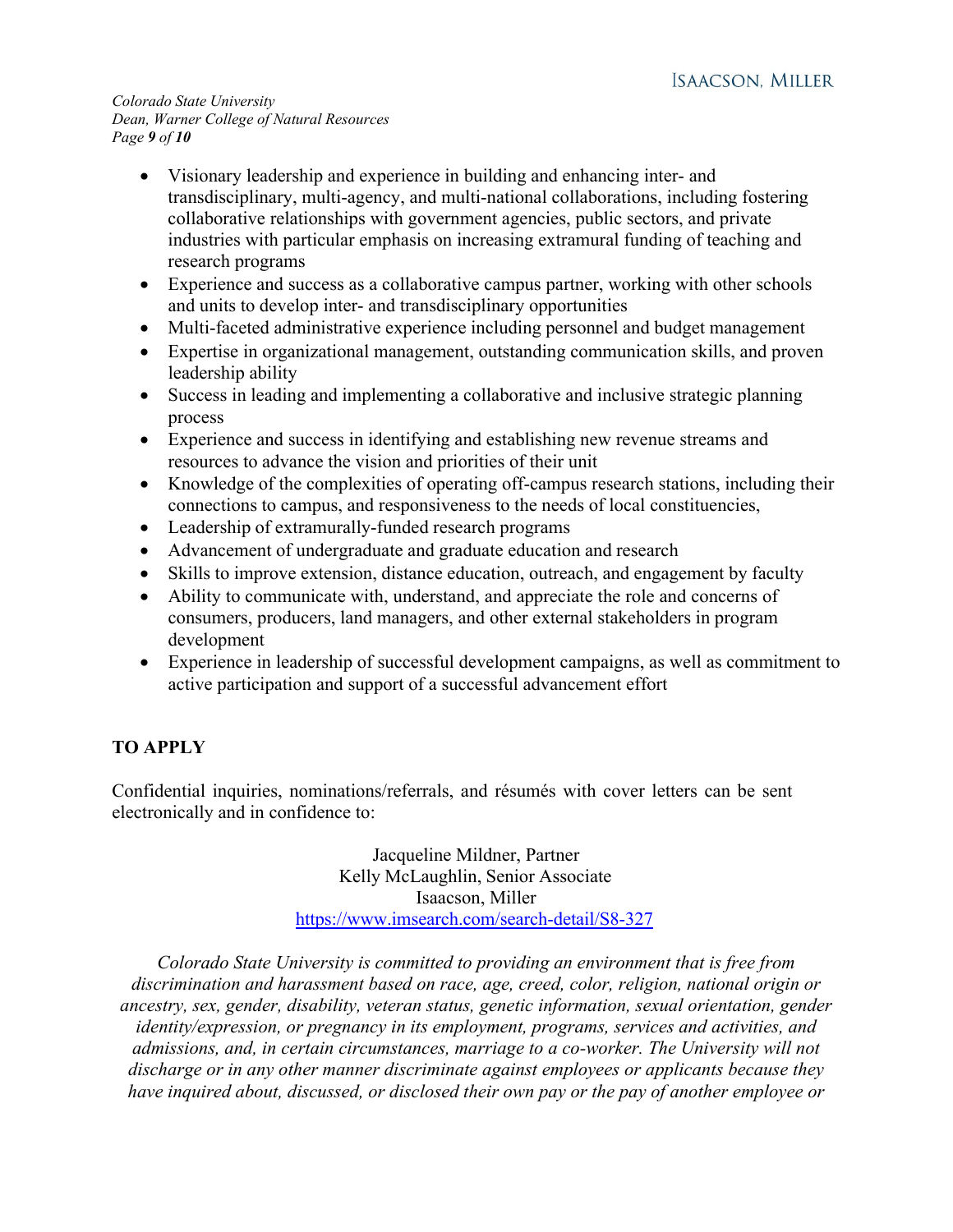- Visionary leadership and experience in building and enhancing inter- and transdisciplinary, multi-agency, and multi-national collaborations, including fostering collaborative relationships with government agencies, public sectors, and private industries with particular emphasis on increasing extramural funding of teaching and research programs
- Experience and success as a collaborative campus partner, working with other schools and units to develop inter- and transdisciplinary opportunities
- Multi-faceted administrative experience including personnel and budget management
- Expertise in organizational management, outstanding communication skills, and proven leadership ability
- Success in leading and implementing a collaborative and inclusive strategic planning process
- Experience and success in identifying and establishing new revenue streams and resources to advance the vision and priorities of their unit
- Knowledge of the complexities of operating off-campus research stations, including their connections to campus, and responsiveness to the needs of local constituencies,
- Leadership of extramurally-funded research programs
- Advancement of undergraduate and graduate education and research
- Skills to improve extension, distance education, outreach, and engagement by faculty
- Ability to communicate with, understand, and appreciate the role and concerns of consumers, producers, land managers, and other external stakeholders in program development
- Experience in leadership of successful development campaigns, as well as commitment to active participation and support of a successful advancement effort

## TO APPLY

Confidential inquiries, nominations/referrals, and résumés with cover letters can be sent electronically and in confidence to:

Jacqueline Mildner, Partner
Kelly McLaughlin, Senior Associate
Isaacson, Miller
https://www.imsearch.com/search-detail/S8-327

*Colorado State University is committed to providing an environment that is free from discrimination and harassment based on race, age, creed, color, religion, national origin or ancestry, sex, gender, disability, veteran status, genetic information, sexual orientation, gender identity/expression, or pregnancy in its employment, programs, services and activities, and admissions, and, in certain circumstances, marriage to a co-worker. The University will not discharge or in any other manner discriminate against employees or applicants because they have inquired about, discussed, or disclosed their own pay or the pay of another employee or*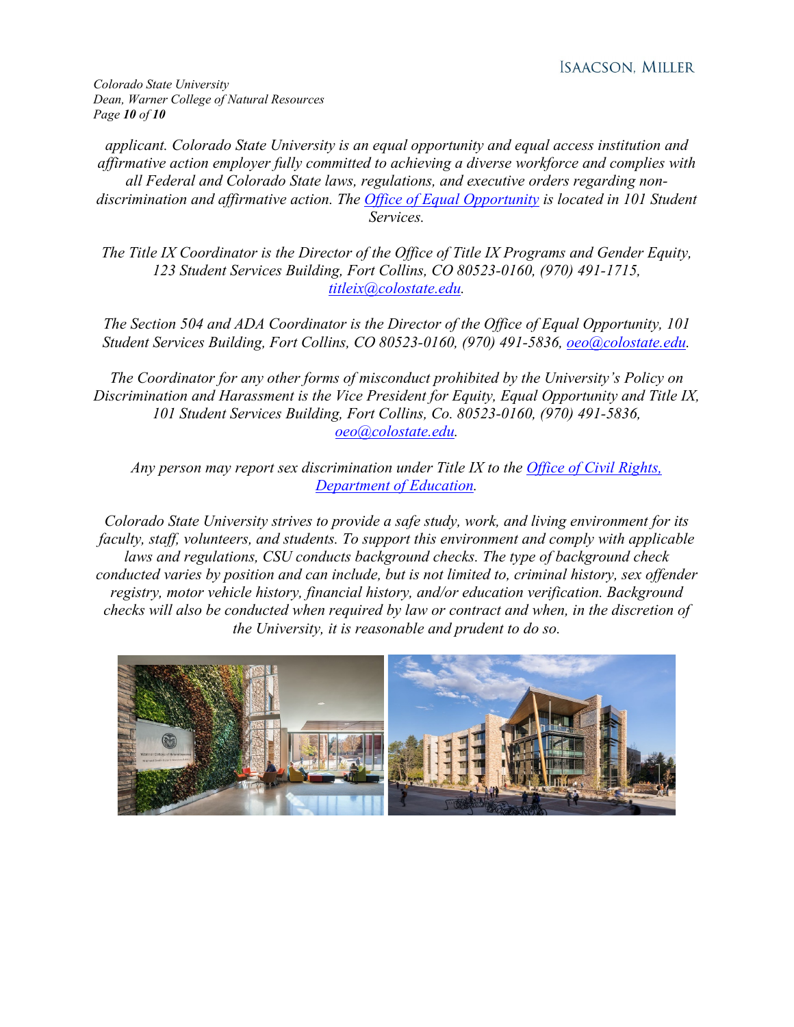*applicant. Colorado State University is an equal opportunity and equal access institution and affirmative action employer fully committed to achieving a diverse workforce and complies with all Federal and Colorado State laws, regulations, and executive orders regarding non-discrimination and affirmative action. The [Office of Equal Opportunity](#) is located in 101 Student Services.*

*The Title IX Coordinator is the Director of the Office of Title IX Programs and Gender Equity, 123 Student Services Building, Fort Collins, CO 80523-0160, (970) 491-1715, [titleix@colostate.edu](mailto:titleix@colostate.edu).*

*The Section 504 and ADA Coordinator is the Director of the Office of Equal Opportunity, 101 Student Services Building, Fort Collins, CO 80523-0160, (970) 491-5836, [oeo@colostate.edu](mailto:oeo@colostate.edu).*

*The Coordinator for any other forms of misconduct prohibited by the University's Policy on Discrimination and Harassment is the Vice President for Equity, Equal Opportunity and Title IX, 101 Student Services Building, Fort Collins, Co. 80523-0160, (970) 491-5836, [oeo@colostate.edu](mailto:oeo@colostate.edu).*

*Any person may report sex discrimination under Title IX to the [Office of Civil Rights, Department of Education](#).*

*Colorado State University strives to provide a safe study, work, and living environment for its faculty, staff, volunteers, and students. To support this environment and comply with applicable laws and regulations, CSU conducts background checks. The type of background check conducted varies by position and can include, but is not limited to, criminal history, sex offender registry, motor vehicle history, financial history, and/or education verification. Background checks will also be conducted when required by law or contract and when, in the discretion of the University, it is reasonable and prudent to do so.*